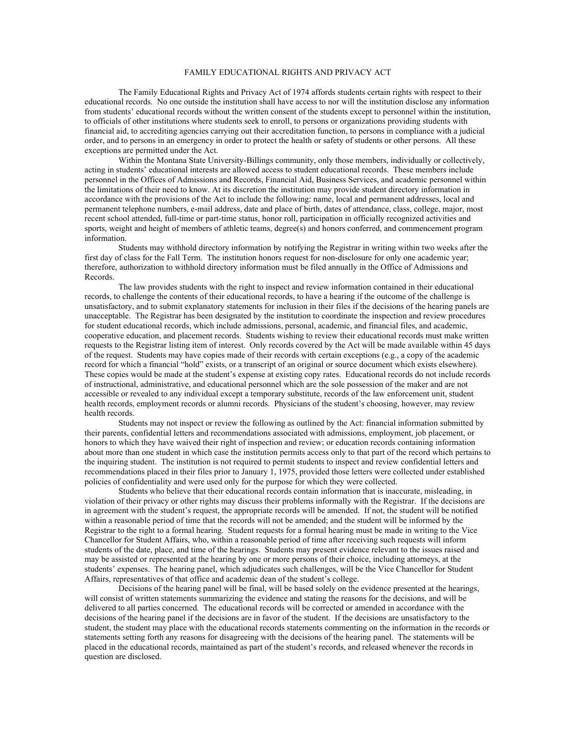# FAMILY EDUCATIONAL RIGHTS AND PRIVACY ACT

The Family Educational Rights and Privacy Act of 1974 affords students certain rights with respect to their educational records. No one outside the institution shall have access to nor will the institution disclose any information from students' educational records without the written consent of the students except to personnel within the institution, to officials of other institutions where students seek to enroll, to persons or organizations providing students with financial aid, to accrediting agencies carrying out their accreditation function, to persons in compliance with a judicial order, and to persons in an emergency in order to protect the health or safety of students or other persons. All these exceptions are permitted under the Act.

Within the Montana State University-Billings community, only those members, individually or collectively, acting in students' educational interests are allowed access to student educational records. These members include personnel in the Offices of Admissions and Records, Financial Aid, Business Services, and academic personnel within the limitations of their need to know. At its discretion the institution may provide student directory information in accordance with the provisions of the Act to include the following: name, local and permanent addresses, local and permanent telephone numbers, e-mail address, date and place of birth, dates of attendance, class, college, major, most recent school attended, full-time or part-time status, honor roll, participation in officially recognized activities and sports, weight and height of members of athletic teams, degree(s) and honors conferred, and commencement program information.

Students may withhold directory information by notifying the Registrar in writing within two weeks after the first day of class for the Fall Term. The institution honors request for non-disclosure for only one academic year; therefore, authorization to withhold directory information must be filed annually in the Office of Admissions and Records.

The law provides students with the right to inspect and review information contained in their educational records, to challenge the contents of their educational records, to have a hearing if the outcome of the challenge is unsatisfactory, and to submit explanatory statements for inclusion in their files if the decisions of the hearing panels are unacceptable. The Registrar has been designated by the institution to coordinate the inspection and review procedures for student educational records, which include admissions, personal, academic, and financial files, and academic, cooperative education, and placement records. Students wishing to review their educational records must make written requests to the Registrar listing item of interest. Only records covered by the Act will be made available within 45 days of the request. Students may have copies made of their records with certain exceptions (e.g., a copy of the academic record for which a financial "hold" exists, or a transcript of an original or source document which exists elsewhere). These copies would be made at the student's expense at existing copy rates. Educational records do not include records of instructional, administrative, and educational personnel which are the sole possession of the maker and are not accessible or revealed to any individual except a temporary substitute, records of the law enforcement unit, student health records, employment records or alumni records. Physicians of the student's choosing, however, may review health records.

Students may not inspect or review the following as outlined by the Act: financial information submitted by their parents, confidential letters and recommendations associated with admissions, employment, job placement, or honors to which they have waived their right of inspection and review; or education records containing information about more than one student in which case the institution permits access only to that part of the record which pertains to the inquiring student. The institution is not required to permit students to inspect and review confidential letters and recommendations placed in their files prior to January 1, 1975, provided those letters were collected under established policies of confidentiality and were used only for the purpose for which they were collected.

Students who believe that their educational records contain information that is inaccurate, misleading, in violation of their privacy or other rights may discuss their problems informally with the Registrar. If the decisions are in agreement with the student's request, the appropriate records will be amended. If not, the student will be notified within a reasonable period of time that the records will not be amended; and the student will be informed by the Registrar to the right to a formal hearing. Student requests for a formal hearing must be made in writing to the Vice Chancellor for Student Affairs, who, within a reasonable period of time after receiving such requests will inform students of the date, place, and time of the hearings. Students may present evidence relevant to the issues raised and may be assisted or represented at the hearing by one or more persons of their choice, including attorneys, at the students' expenses. The hearing panel, which adjudicates such challenges, will be the Vice Chancellor for Student Affairs, representatives of that office and academic dean of the student's college.

Decisions of the hearing panel will be final, will be based solely on the evidence presented at the hearings, will consist of written statements summarizing the evidence and stating the reasons for the decisions, and will be delivered to all parties concerned. The educational records will be corrected or amended in accordance with the decisions of the hearing panel if the decisions are in favor of the student. If the decisions are unsatisfactory to the student, the student may place with the educational records statements commenting on the information in the records or statements setting forth any reasons for disagreeing with the decisions of the hearing panel. The statements will be placed in the educational records, maintained as part of the student's records, and released whenever the records in question are disclosed.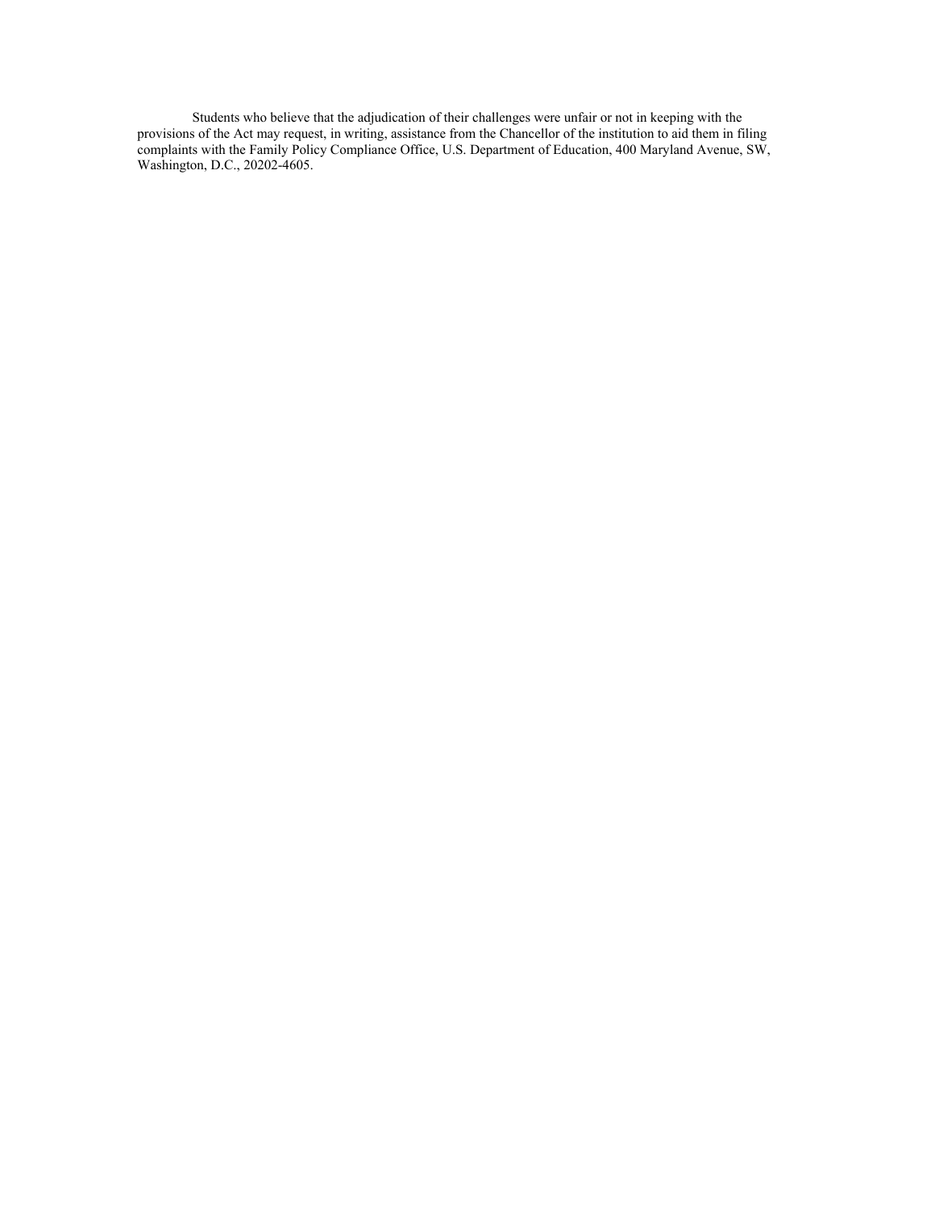Students who believe that the adjudication of their challenges were unfair or not in keeping with the provisions of the Act may request, in writing, assistance from the Chancellor of the institution to aid them in filing complaints with the Family Policy Compliance Office, U.S. Department of Education, 400 Maryland Avenue, SW, Washington, D.C., 20202-4605.